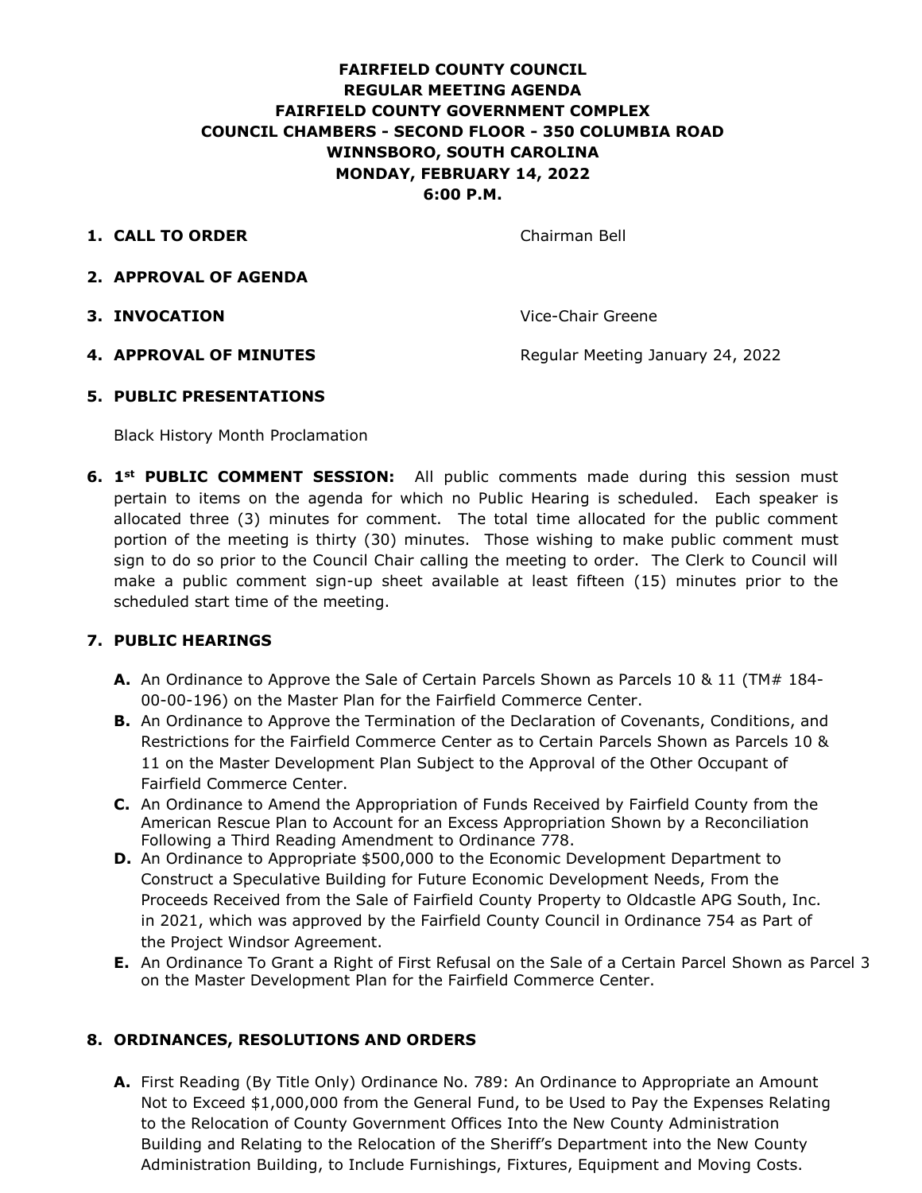**FAIRFIELD COUNTY COUNCIL**
**REGULAR MEETING AGENDA**
**FAIRFIELD COUNTY GOVERNMENT COMPLEX**
**COUNCIL CHAMBERS - SECOND FLOOR - 350 COLUMBIA ROAD**
**WINNSBORO, SOUTH CAROLINA**
**MONDAY, FEBRUARY 14, 2022**
**6:00 P.M.**

1. **CALL TO ORDER** Chairman Bell

2. **APPROVAL OF AGENDA**

3. **INVOCATION** Vice-Chair Greene

4. **APPROVAL OF MINUTES** Regular Meeting January 24, 2022

5. **PUBLIC PRESENTATIONS**

   Black History Month Proclamation

6. **1st PUBLIC COMMENT SESSION:** All public comments made during this session must pertain to items on the agenda for which no Public Hearing is scheduled. Each speaker is allocated three (3) minutes for comment. The total time allocated for the public comment portion of the meeting is thirty (30) minutes. Those wishing to make public comment must sign to do so prior to the Council Chair calling the meeting to order. The Clerk to Council will make a public comment sign-up sheet available at least fifteen (15) minutes prior to the scheduled start time of the meeting.

7. **PUBLIC HEARINGS**

   **A.** An Ordinance to Approve the Sale of Certain Parcels Shown as Parcels 10 & 11 (TM# 184-00-00-196) on the Master Plan for the Fairfield Commerce Center.

   **B.** An Ordinance to Approve the Termination of the Declaration of Covenants, Conditions, and Restrictions for the Fairfield Commerce Center as to Certain Parcels Shown as Parcels 10 & 11 on the Master Development Plan Subject to the Approval of the Other Occupant of Fairfield Commerce Center.

   **C.** An Ordinance to Amend the Appropriation of Funds Received by Fairfield County from the American Rescue Plan to Account for an Excess Appropriation Shown by a Reconciliation Following a Third Reading Amendment to Ordinance 778.

   **D.** An Ordinance to Appropriate $500,000 to the Economic Development Department to Construct a Speculative Building for Future Economic Development Needs, From the Proceeds Received from the Sale of Fairfield County Property to Oldcastle APG South, Inc. in 2021, which was approved by the Fairfield County Council in Ordinance 754 as Part of the Project Windsor Agreement.

   **E.** An Ordinance To Grant a Right of First Refusal on the Sale of a Certain Parcel Shown as Parcel 3 on the Master Development Plan for the Fairfield Commerce Center.

8. **ORDINANCES, RESOLUTIONS AND ORDERS**

   **A.** First Reading (By Title Only) Ordinance No. 789: An Ordinance to Appropriate an Amount Not to Exceed $1,000,000 from the General Fund, to be Used to Pay the Expenses Relating to the Relocation of County Government Offices Into the New County Administration Building and Relating to the Relocation of the Sheriff's Department into the New County Administration Building, to Include Furnishings, Fixtures, Equipment and Moving Costs.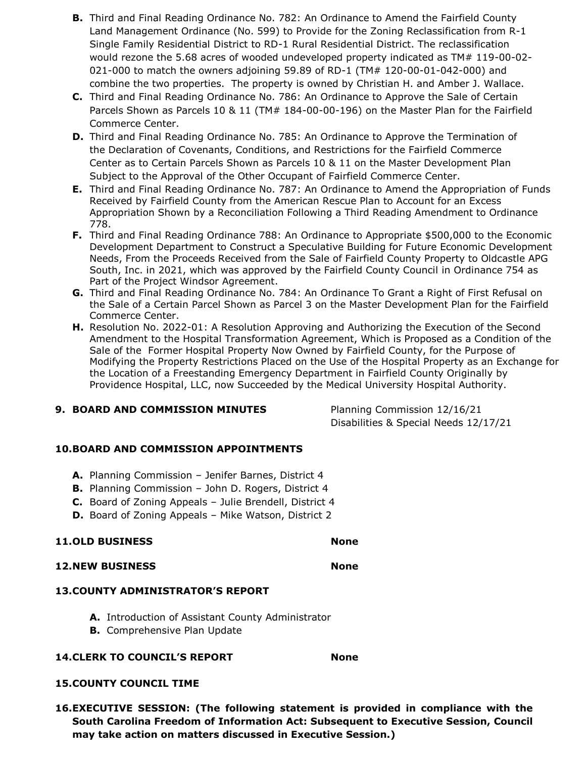- **B.** Third and Final Reading Ordinance No. 782: An Ordinance to Amend the Fairfield County Land Management Ordinance (No. 599) to Provide for the Zoning Reclassification from R-1 Single Family Residential District to RD-1 Rural Residential District. The reclassification would rezone the 5.68 acres of wooded undeveloped property indicated as TM# 119-00-02-021-000 to match the owners adjoining 59.89 of RD-1 (TM# 120-00-01-042-000) and combine the two properties. The property is owned by Christian H. and Amber J. Wallace.
- **C.** Third and Final Reading Ordinance No. 786: An Ordinance to Approve the Sale of Certain Parcels Shown as Parcels 10 & 11 (TM# 184-00-00-196) on the Master Plan for the Fairfield Commerce Center.
- **D.** Third and Final Reading Ordinance No. 785: An Ordinance to Approve the Termination of the Declaration of Covenants, Conditions, and Restrictions for the Fairfield Commerce Center as to Certain Parcels Shown as Parcels 10 & 11 on the Master Development Plan Subject to the Approval of the Other Occupant of Fairfield Commerce Center.
- **E.** Third and Final Reading Ordinance No. 787: An Ordinance to Amend the Appropriation of Funds Received by Fairfield County from the American Rescue Plan to Account for an Excess Appropriation Shown by a Reconciliation Following a Third Reading Amendment to Ordinance 778.
- **F.** Third and Final Reading Ordinance 788: An Ordinance to Appropriate $500,000 to the Economic Development Department to Construct a Speculative Building for Future Economic Development Needs, From the Proceeds Received from the Sale of Fairfield County Property to Oldcastle APG South, Inc. in 2021, which was approved by the Fairfield County Council in Ordinance 754 as Part of the Project Windsor Agreement.
- **G.** Third and Final Reading Ordinance No. 784: An Ordinance To Grant a Right of First Refusal on the Sale of a Certain Parcel Shown as Parcel 3 on the Master Development Plan for the Fairfield Commerce Center.
- **H.** Resolution No. 2022-01: A Resolution Approving and Authorizing the Execution of the Second Amendment to the Hospital Transformation Agreement, Which is Proposed as a Condition of the Sale of the Former Hospital Property Now Owned by Fairfield County, for the Purpose of Modifying the Property Restrictions Placed on the Use of the Hospital Property as an Exchange for the Location of a Freestanding Emergency Department in Fairfield County Originally by Providence Hospital, LLC, now Succeeded by the Medical University Hospital Authority.

**9. BOARD AND COMMISSION MINUTES** Planning Commission 12/16/21
Disabilities & Special Needs 12/17/21

**10. BOARD AND COMMISSION APPOINTMENTS**

- **A.** Planning Commission – Jenifer Barnes, District 4
- **B.** Planning Commission – John D. Rogers, District 4
- **C.** Board of Zoning Appeals – Julie Brendell, District 4
- **D.** Board of Zoning Appeals – Mike Watson, District 2

**11. OLD BUSINESS** **None**

**12. NEW BUSINESS** **None**

**13. COUNTY ADMINISTRATOR'S REPORT**

- **A.** Introduction of Assistant County Administrator
- **B.** Comprehensive Plan Update

**14. CLERK TO COUNCIL'S REPORT** **None**

**15. COUNTY COUNCIL TIME**

**16. EXECUTIVE SESSION: (The following statement is provided in compliance with the South Carolina Freedom of Information Act: Subsequent to Executive Session, Council may take action on matters discussed in Executive Session.)**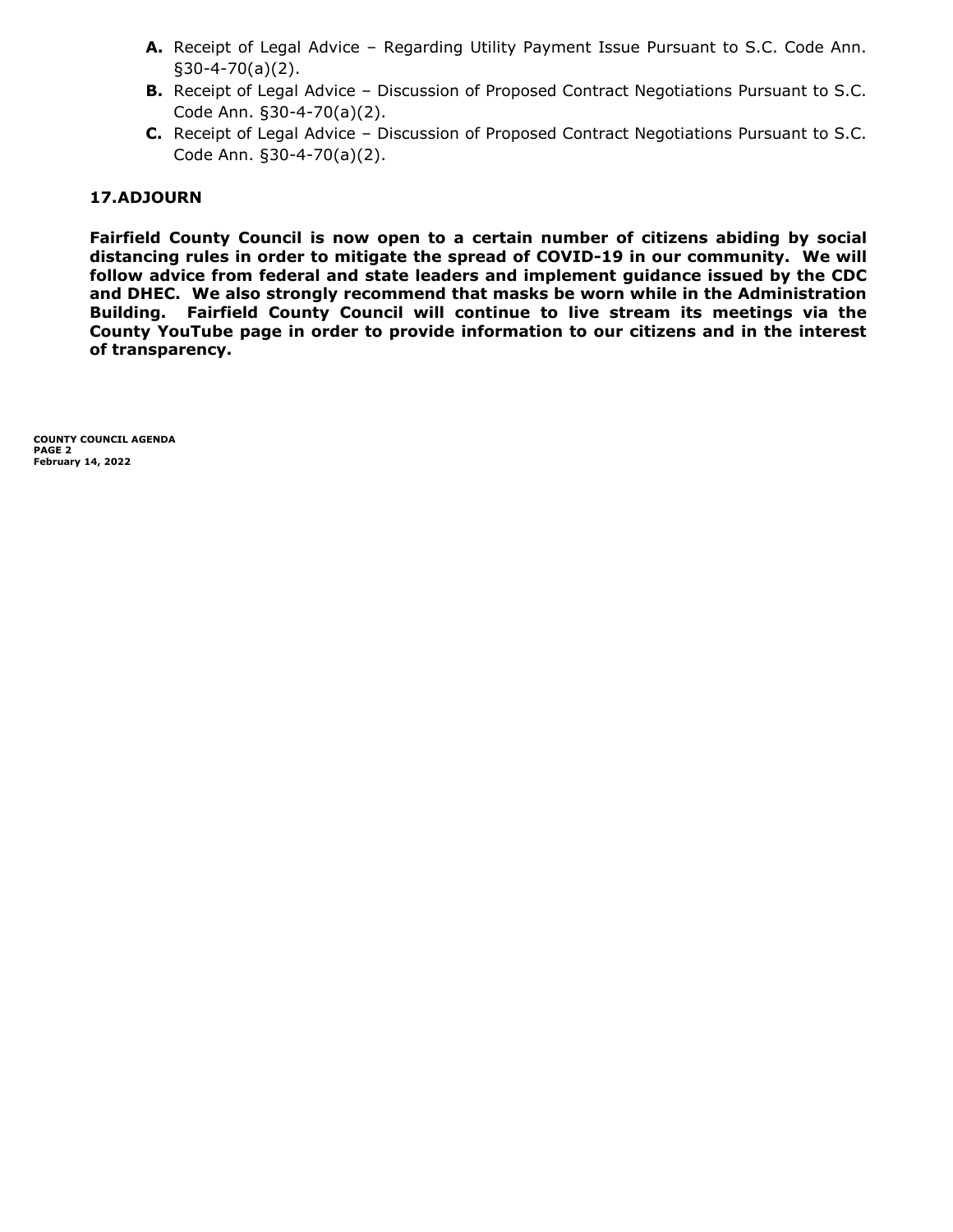- **A.** Receipt of Legal Advice – Regarding Utility Payment Issue Pursuant to S.C. Code Ann. §30-4-70(a)(2).
- **B.** Receipt of Legal Advice – Discussion of Proposed Contract Negotiations Pursuant to S.C. Code Ann. §30-4-70(a)(2).
- **C.** Receipt of Legal Advice – Discussion of Proposed Contract Negotiations Pursuant to S.C. Code Ann. §30-4-70(a)(2).

**17.ADJOURN**

**Fairfield County Council is now open to a certain number of citizens abiding by social distancing rules in order to mitigate the spread of COVID-19 in our community. We will follow advice from federal and state leaders and implement guidance issued by the CDC and DHEC. We also strongly recommend that masks be worn while in the Administration Building. Fairfield County Council will continue to live stream its meetings via the County YouTube page in order to provide information to our citizens and in the interest of transparency.**